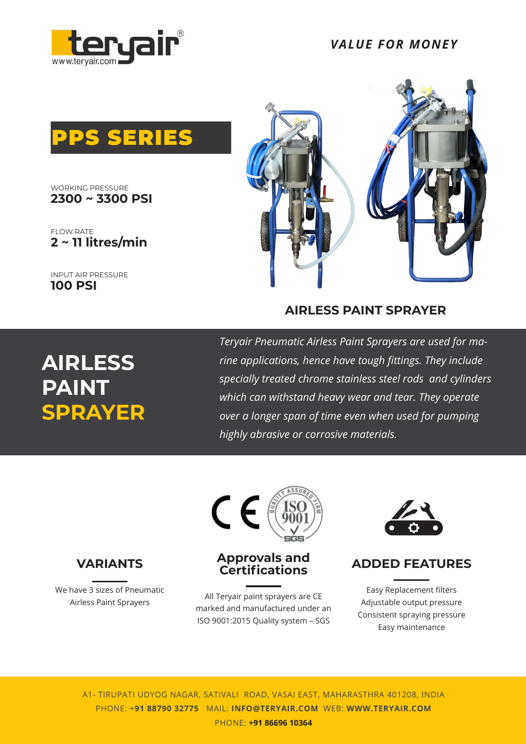*VALUE FOR MONEY*

# PPS SERIES

WORKING PRESSURE
**2300 ~ 3300 PSI**

FLOW RATE
**2 ~ 11 litres/min**

INPUT AIR PRESSURE
**100 PSI**

**AIRLESS PAINT SPRAYER**

## AIRLESS PAINT SPRAYER

*Teryair Pneumatic Airless Paint Sprayers are used for marine applications, hence have tough fittings. They include specially treated chrome stainless steel rods and cylinders which can withstand heavy wear and tear. They operate over a longer span of time even when used for pumping highly abrasive or corrosive materials.*

### VARIANTS

We have 3 sizes of Pneumatic Airless Paint Sprayers

### Approvals and Certifications

All Teryair paint sprayers are CE marked and manufactured under an ISO 9001:2015 Quality system – SGS

### ADDED FEATURES

Easy Replacement filters
Adjustable output pressure
Consistent spraying pressure
Easy maintenance

A1- TIRUPATI UDYOG NAGAR, SATIVALI ROAD, VASAI EAST, MAHARASTHRA 401208, INDIA
PHONE: +**91 88790 32775** MAIL: **INFO@TERYAIR.COM** WEB: **WWW.TERYAIR.COM**
PHONE: **+91 86696 10364**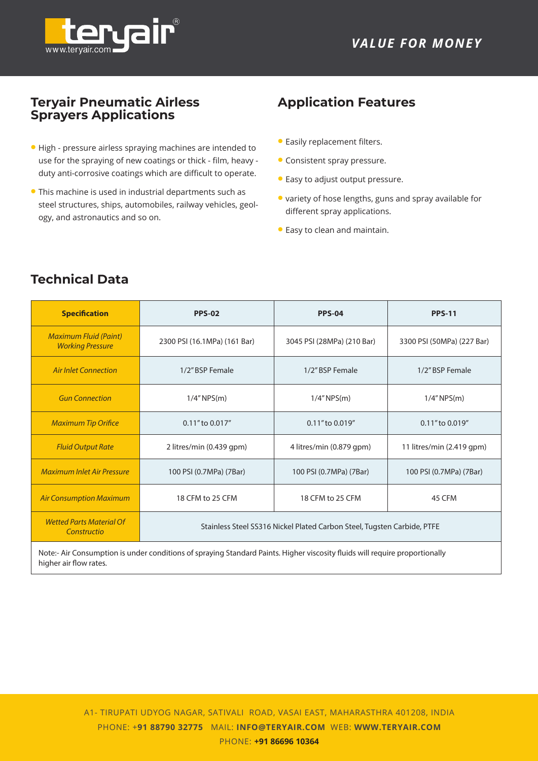VALUE FOR MONEY

## Teryair Pneumatic Airless Sprayers Applications

- High - pressure airless spraying machines are intended to use for the spraying of new coatings or thick - film, heavy - duty anti-corrosive coatings which are difficult to operate.
- This machine is used in industrial departments such as steel structures, ships, automobiles, railway vehicles, geology, and astronautics and so on.

## Application Features

- Easily replacement filters.
- Consistent spray pressure.
- Easy to adjust output pressure.
- variety of hose lengths, guns and spray available for different spray applications.
- Easy to clean and maintain.

## Technical Data

| Specification | PPS-02 | PPS-04 | PPS-11 |
|---|---|---|---|
| *Maximum Fluid (Paint) Working Pressure* | 2300 PSI (16.1MPa) (161 Bar) | 3045 PSI (28MPa) (210 Bar) | 3300 PSI (50MPa) (227 Bar) |
| *Air Inlet Connection* | 1/2" BSP Female | 1/2" BSP Female | 1/2" BSP Female |
| *Gun Connection* | 1/4" NPS(m) | 1/4" NPS(m) | 1/4" NPS(m) |
| *Maximum Tip Orifice* | 0.11" to 0.017" | 0.11" to 0.019" | 0.11" to 0.019" |
| *Fluid Output Rate* | 2 litres/min (0.439 gpm) | 4 litres/min (0.879 gpm) | 11 litres/min (2.419 gpm) |
| *Maximum Inlet Air Pressure* | 100 PSI (0.7MPa) (7Bar) | 100 PSI (0.7MPa) (7Bar) | 100 PSI (0.7MPa) (7Bar) |
| *Air Consumption Maximum* | 18 CFM to 25 CFM | 18 CFM to 25 CFM | 45 CFM |
| *Wetted Parts Material Of Constructio* | Stainless Steel SS316 Nickel Plated Carbon Steel, Tugsten Carbide, PTFE | | |

Note:- Air Consumption is under conditions of spraying Standard Paints. Higher viscosity fluids will require proportionally higher air flow rates.

A1- TIRUPATI UDYOG NAGAR, SATIVALI ROAD, VASAI EAST, MAHARASTHRA 401208, INDIA
PHONE: **+91 88790 32775** MAIL: **INFO@TERYAIR.COM** WEB: **WWW.TERYAIR.COM**
PHONE: **+91 86696 10364**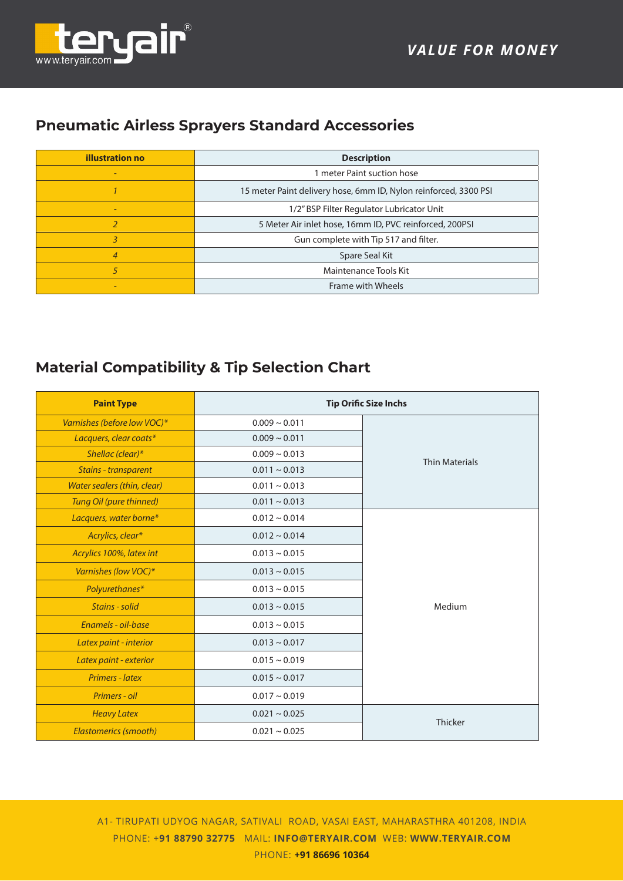## Pneumatic Airless Sprayers Standard Accessories

| illustration no | Description |
|---|---|
| - | 1 meter Paint suction hose |
| 1 | 15 meter Paint delivery hose, 6mm ID, Nylon reinforced, 3300 PSI |
| - | 1/2" BSP Filter Regulator Lubricator Unit |
| 2 | 5 Meter Air inlet hose, 16mm ID, PVC reinforced, 200PSI |
| 3 | Gun complete with Tip 517 and filter. |
| 4 | Spare Seal Kit |
| 5 | Maintenance Tools Kit |
| - | Frame with Wheels |

## Material Compatibility & Tip Selection Chart

| Paint Type | Tip Orific Size Inchs | |
|---|---|---|
| *Varnishes (before low VOC)** | 0.009 ~ 0.011 | Thin Materials |
| *Lacquers, clear coats** | 0.009 ~ 0.011 | |
| *Shellac (clear)** | 0.009 ~ 0.013 | |
| *Stains - transparent* | 0.011 ~ 0.013 | |
| *Water sealers (thin, clear)* | 0.011 ~ 0.013 | |
| *Tung Oil (pure thinned)* | 0.011 ~ 0.013 | |
| *Lacquers, water borne** | 0.012 ~ 0.014 | Medium |
| *Acrylics, clear** | 0.012 ~ 0.014 | |
| *Acrylics 100%, latex int* | 0.013 ~ 0.015 | |
| *Varnishes (low VOC)** | 0.013 ~ 0.015 | |
| *Polyurethanes** | 0.013 ~ 0.015 | |
| *Stains - solid* | 0.013 ~ 0.015 | |
| *Enamels - oil-base* | 0.013 ~ 0.015 | |
| *Latex paint - interior* | 0.013 ~ 0.017 | |
| *Latex paint - exterior* | 0.015 ~ 0.019 | |
| *Primers - latex* | 0.015 ~ 0.017 | |
| *Primers - oil* | 0.017 ~ 0.019 | |
| *Heavy Latex* | 0.021 ~ 0.025 | Thicker |
| *Elastomerics (smooth)* | 0.021 ~ 0.025 | |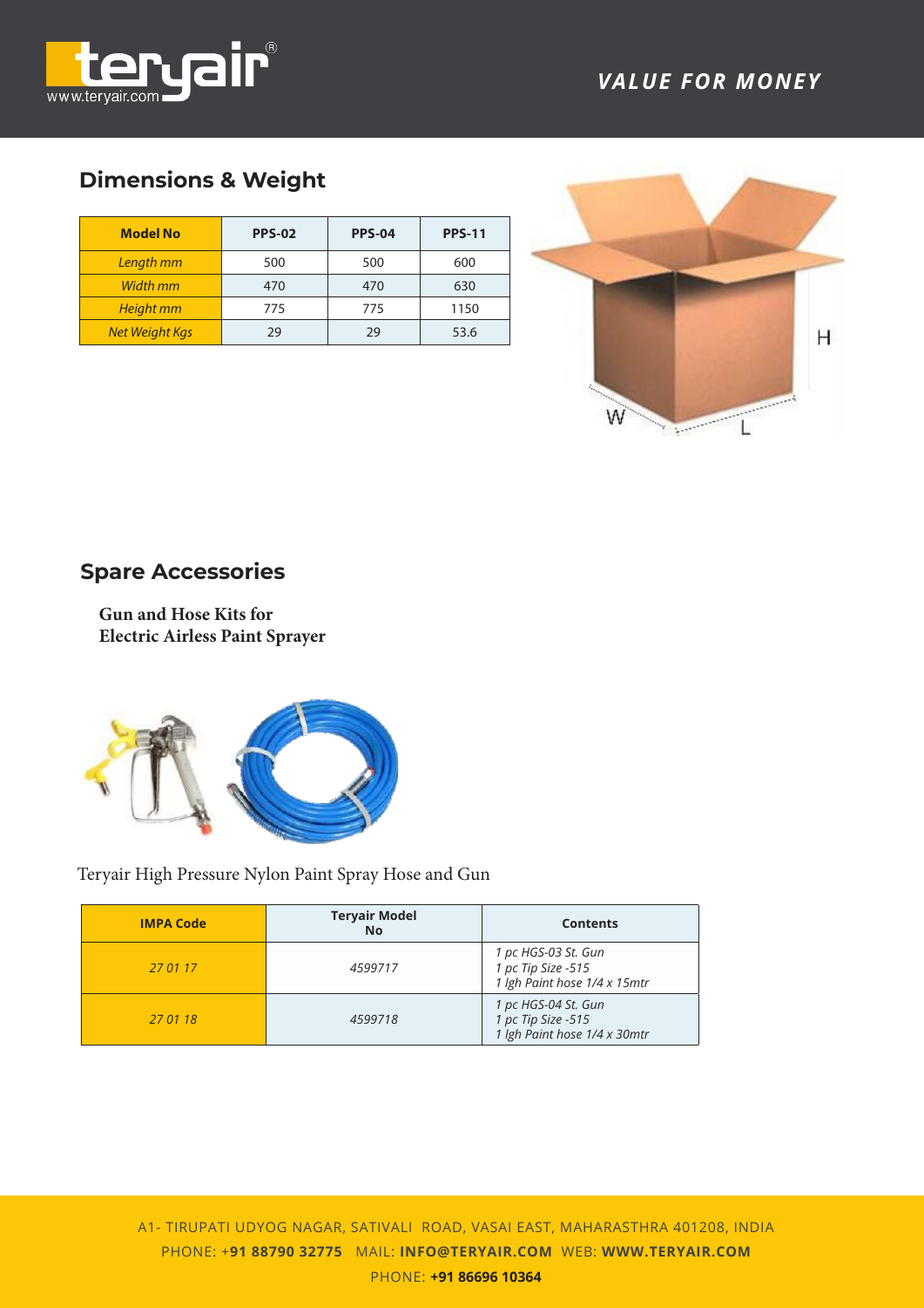## Dimensions & Weight

| Model No | PPS-02 | PPS-04 | PPS-11 |
|---|---|---|---|
| *Length mm* | 500 | 500 | 600 |
| *Width mm* | 470 | 470 | 630 |
| *Height mm* | 775 | 775 | 1150 |
| *Net Weight Kgs* | 29 | 29 | 53.6 |

## Spare Accessories

**Gun and Hose Kits for Electric Airless Paint Sprayer**

Teryair High Pressure Nylon Paint Spray Hose and Gun

| IMPA Code | Teryair Model No | Contents |
|---|---|---|
| *27 01 17* | *4599717* | *1 pc HGS-03 St. Gun*<br>*1 pc Tip Size -515*<br>*1 lgh Paint hose 1/4 x 15mtr* |
| *27 01 18* | *4599718* | *1 pc HGS-04 St. Gun*<br>*1 pc Tip Size -515*<br>*1 lgh Paint hose 1/4 x 30mtr* |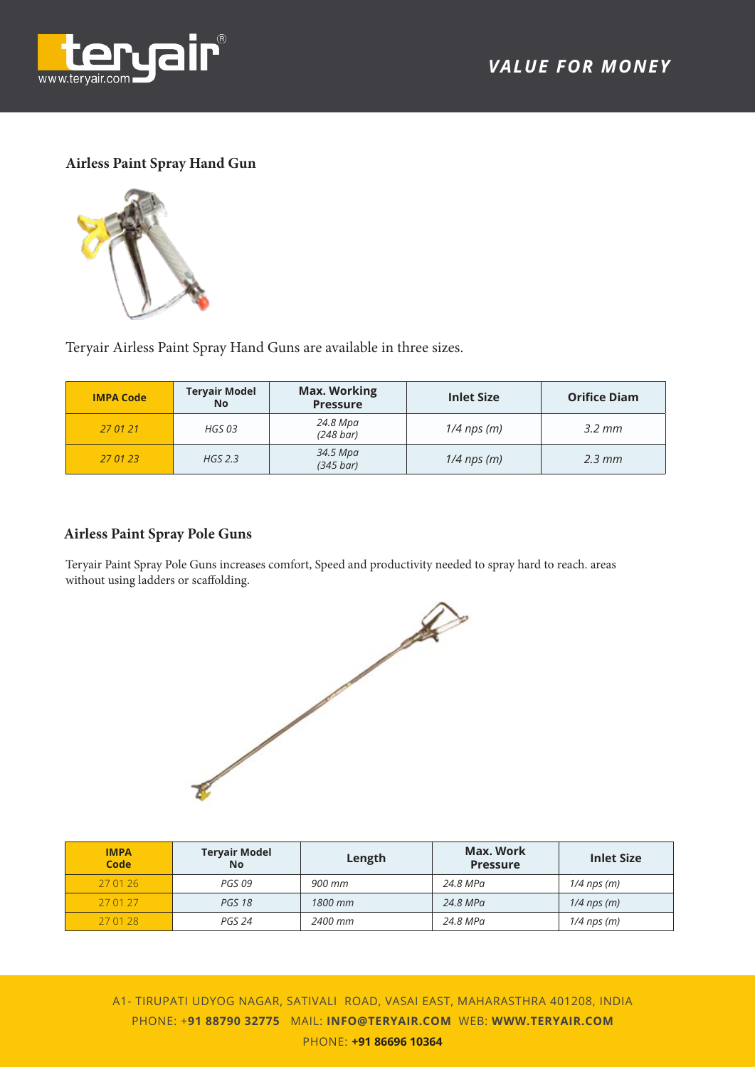## Airless Paint Spray Hand Gun

Teryair Airless Paint Spray Hand Guns are available in three sizes.

| IMPA Code | Teryair Model No | Max. Working Pressure | Inlet Size | Orifice Diam |
|---|---|---|---|---|
| *27 01 21* | *HGS 03* | *24.8 Mpa (248 bar)* | *1/4 nps (m)* | *3.2 mm* |
| *27 01 23* | *HGS 2.3* | *34.5 Mpa (345 bar)* | *1/4 nps (m)* | *2.3 mm* |

## Airless Paint Spray Pole Guns

Teryair Paint Spray Pole Guns increases comfort, Speed and productivity needed to spray hard to reach. areas without using ladders or scaffolding.

| IMPA Code | Teryair Model No | Length | Max. Work Pressure | Inlet Size |
|---|---|---|---|---|
| 27 01 26 | *PGS 09* | *900 mm* | *24.8 MPa* | *1/4 nps (m)* |
| 27 01 27 | *PGS 18* | *1800 mm* | *24.8 MPa* | *1/4 nps (m)* |
| 27 01 28 | *PGS 24* | *2400 mm* | *24.8 MPa* | *1/4 nps (m)* |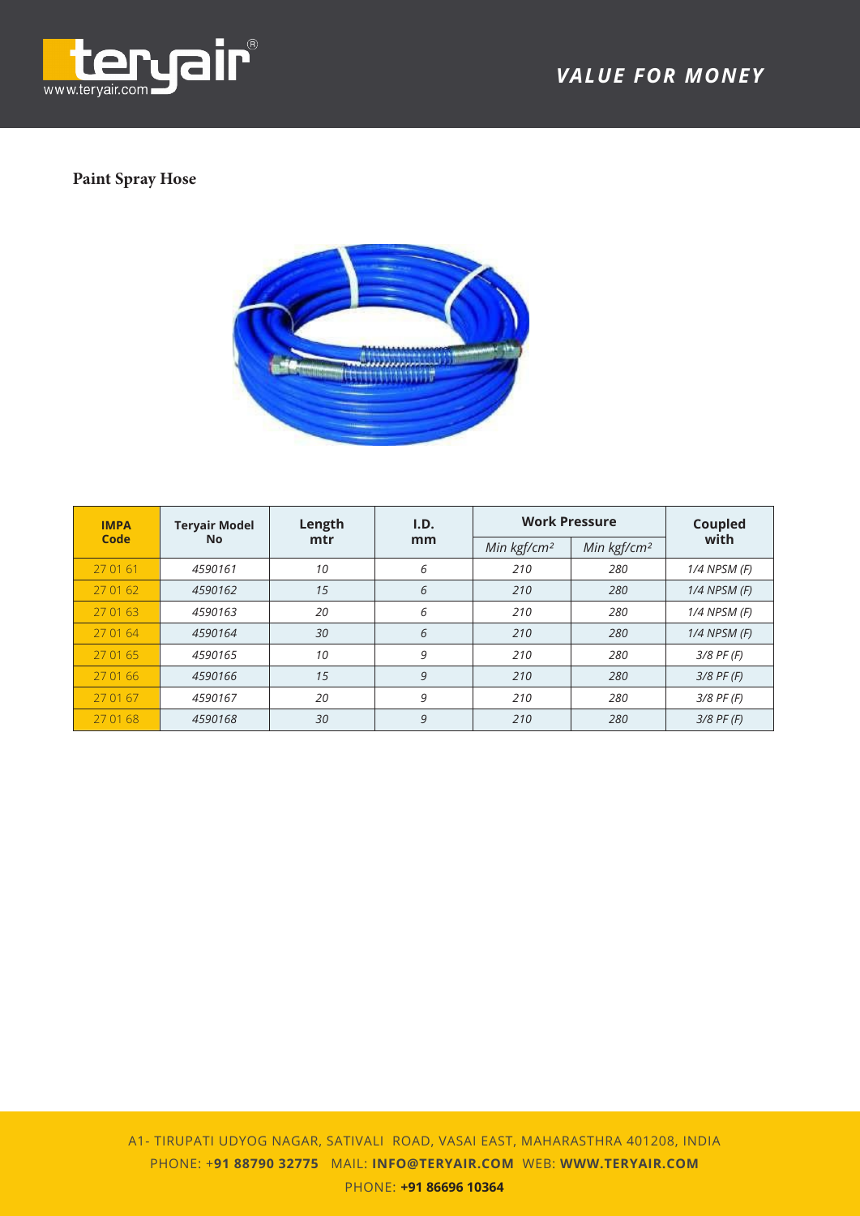## Paint Spray Hose

| IMPA Code | Teryair Model No | Length mtr | I.D. mm | Work Pressure | | Coupled with |
|---|---|---|---|---|---|---|
| | | | | Min kgf/cm² | Min kgf/cm² | |
| 27 01 61 | 4590161 | 10 | 6 | 210 | 280 | 1/4 NPSM (F) |
| 27 01 62 | 4590162 | 15 | 6 | 210 | 280 | 1/4 NPSM (F) |
| 27 01 63 | 4590163 | 20 | 6 | 210 | 280 | 1/4 NPSM (F) |
| 27 01 64 | 4590164 | 30 | 6 | 210 | 280 | 1/4 NPSM (F) |
| 27 01 65 | 4590165 | 10 | 9 | 210 | 280 | 3/8 PF (F) |
| 27 01 66 | 4590166 | 15 | 9 | 210 | 280 | 3/8 PF (F) |
| 27 01 67 | 4590167 | 20 | 9 | 210 | 280 | 3/8 PF (F) |
| 27 01 68 | 4590168 | 30 | 9 | 210 | 280 | 3/8 PF (F) |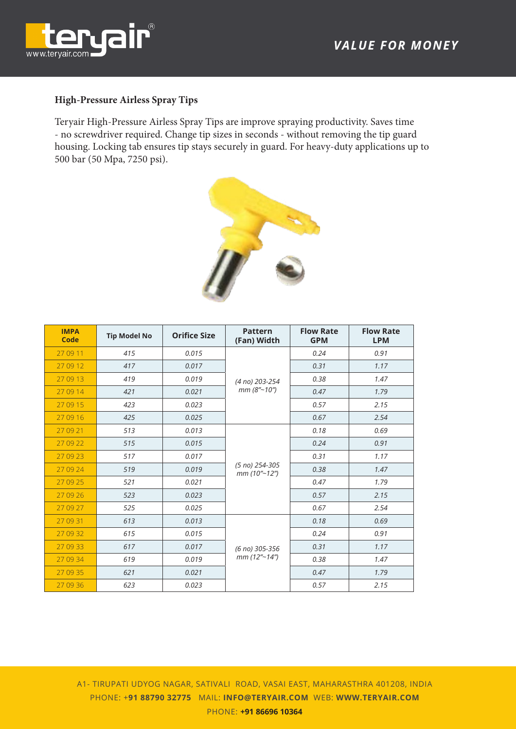## High-Pressure Airless Spray Tips

Teryair High-Pressure Airless Spray Tips are improve spraying productivity. Saves time - no screwdriver required. Change tip sizes in seconds - without removing the tip guard housing. Locking tab ensures tip stays securely in guard. For heavy-duty applications up to 500 bar (50 Mpa, 7250 psi).

| IMPA Code | Tip Model No | Orifice Size | Pattern (Fan) Width | Flow Rate GPM | Flow Rate LPM |
|---|---|---|---|---|---|
| 27 09 11 | 415 | 0.015 | (4 no) 203-254 mm (8"~10") | 0.24 | 0.91 |
| 27 09 12 | 417 | 0.017 | | 0.31 | 1.17 |
| 27 09 13 | 419 | 0.019 | | 0.38 | 1.47 |
| 27 09 14 | 421 | 0.021 | | 0.47 | 1.79 |
| 27 09 15 | 423 | 0.023 | | 0.57 | 2.15 |
| 27 09 16 | 425 | 0.025 | | 0.67 | 2.54 |
| 27 09 21 | 513 | 0.013 | (5 no) 254-305 mm (10"~12") | 0.18 | 0.69 |
| 27 09 22 | 515 | 0.015 | | 0.24 | 0.91 |
| 27 09 23 | 517 | 0.017 | | 0.31 | 1.17 |
| 27 09 24 | 519 | 0.019 | | 0.38 | 1.47 |
| 27 09 25 | 521 | 0.021 | | 0.47 | 1.79 |
| 27 09 26 | 523 | 0.023 | | 0.57 | 2.15 |
| 27 09 27 | 525 | 0.025 | | 0.67 | 2.54 |
| 27 09 31 | 613 | 0.013 | (6 no) 305-356 mm (12"~14") | 0.18 | 0.69 |
| 27 09 32 | 615 | 0.015 | | 0.24 | 0.91 |
| 27 09 33 | 617 | 0.017 | | 0.31 | 1.17 |
| 27 09 34 | 619 | 0.019 | | 0.38 | 1.47 |
| 27 09 35 | 621 | 0.021 | | 0.47 | 1.79 |
| 27 09 36 | 623 | 0.023 | | 0.57 | 2.15 |